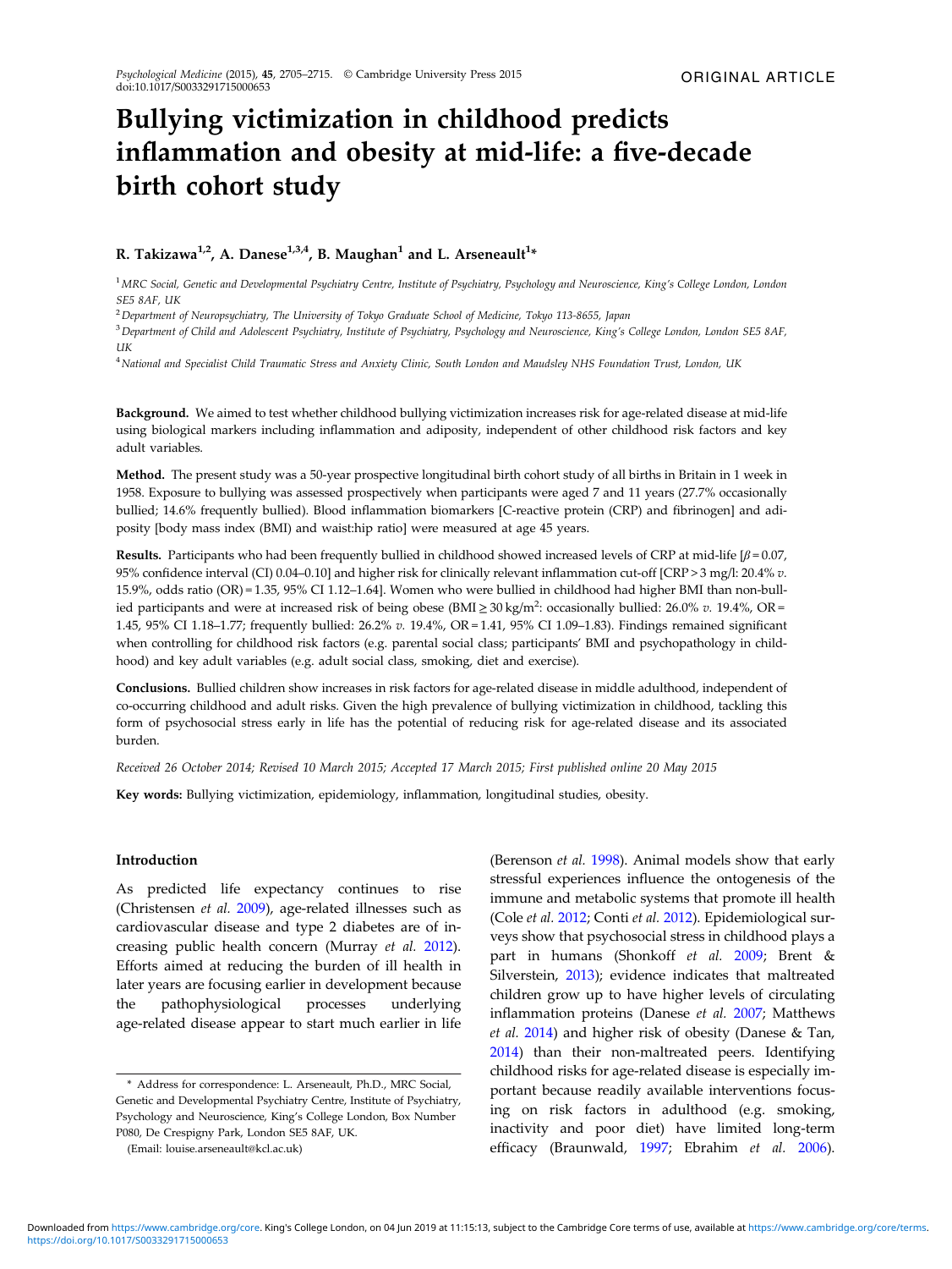ORIGINAL ARTICLE

# Bullying victimization in childhood predicts inflammation and obesity at mid-life: a five-decade birth cohort study

**R. Takizawa[1,2], A. Danese[1,3,4], B. Maughan[1] and L. Arseneault[1]***

[1] *MRC Social, Genetic and Developmental Psychiatry Centre, Institute of Psychiatry, Psychology and Neuroscience, King's College London, London SE5 8AF, UK*

[2] *Department of Neuropsychiatry, The University of Tokyo Graduate School of Medicine, Tokyo 113-8655, Japan*

[3] *Department of Child and Adolescent Psychiatry, Institute of Psychiatry, Psychology and Neuroscience, King's College London, London SE5 8AF, UK*

[4] *National and Specialist Child Traumatic Stress and Anxiety Clinic, South London and Maudsley NHS Foundation Trust, London, UK*

**Background.** We aimed to test whether childhood bullying victimization increases risk for age-related disease at mid-life using biological markers including inflammation and adiposity, independent of other childhood risk factors and key adult variables.

**Method.** The present study was a 50-year prospective longitudinal birth cohort study of all births in Britain in 1 week in 1958. Exposure to bullying was assessed prospectively when participants were aged 7 and 11 years (27.7% occasionally bullied; 14.6% frequently bullied). Blood inflammation biomarkers [C-reactive protein (CRP) and fibrinogen] and adiposity [body mass index (BMI) and waist:hip ratio] were measured at age 45 years.

**Results.** Participants who had been frequently bullied in childhood showed increased levels of CRP at mid-life [$\beta = 0.07$, 95% confidence interval (CI) 0.04–0.10] and higher risk for clinically relevant inflammation cut-off [CRP > 3 mg/l: 20.4% *v.* 15.9%, odds ratio (OR) = 1.35, 95% CI 1.12–1.64]. Women who were bullied in childhood had higher BMI than non-bullied participants and were at increased risk of being obese (BMI ≥ 30 kg/m$^2$: occasionally bullied: 26.0% *v.* 19.4%, OR = 1.45, 95% CI 1.18–1.77; frequently bullied: 26.2% *v.* 19.4%, OR = 1.41, 95% CI 1.09–1.83). Findings remained significant when controlling for childhood risk factors (e.g. parental social class; participants' BMI and psychopathology in childhood) and key adult variables (e.g. adult social class, smoking, diet and exercise).

**Conclusions.** Bullied children show increases in risk factors for age-related disease in middle adulthood, independent of co-occurring childhood and adult risks. Given the high prevalence of bullying victimization in childhood, tackling this form of psychosocial stress early in life has the potential of reducing risk for age-related disease and its associated burden.

*Received 26 October 2014; Revised 10 March 2015; Accepted 17 March 2015; First published online 20 May 2015*

**Key words:** Bullying victimization, epidemiology, inflammation, longitudinal studies, obesity.

## Introduction

As predicted life expectancy continues to rise (Christensen *et al.* 2009), age-related illnesses such as cardiovascular disease and type 2 diabetes are of increasing public health concern (Murray *et al.* 2012). Efforts aimed at reducing the burden of ill health in later years are focusing earlier in development because the pathophysiological processes underlying age-related disease appear to start much earlier in life (Berenson *et al.* 1998). Animal models show that early stressful experiences influence the ontogenesis of the immune and metabolic systems that promote ill health (Cole *et al.* 2012; Conti *et al.* 2012). Epidemiological surveys show that psychosocial stress in childhood plays a part in humans (Shonkoff *et al.* 2009; Brent & Silverstein, 2013); evidence indicates that maltreated children grow up to have higher levels of circulating inflammation proteins (Danese *et al.* 2007; Matthews *et al.* 2014) and higher risk of obesity (Danese & Tan, 2014) than their non-maltreated peers. Identifying childhood risks for age-related disease is especially important because readily available interventions focusing on risk factors in adulthood (e.g. smoking, inactivity and poor diet) have limited long-term efficacy (Braunwald, 1997; Ebrahim *et al.* 2006).

* Address for correspondence: L. Arseneault, Ph.D., MRC Social, Genetic and Developmental Psychiatry Centre, Institute of Psychiatry, Psychology and Neuroscience, King's College London, Box Number P080, De Crespigny Park, London SE5 8AF, UK.

(Email: louise.arseneault@kcl.ac.uk)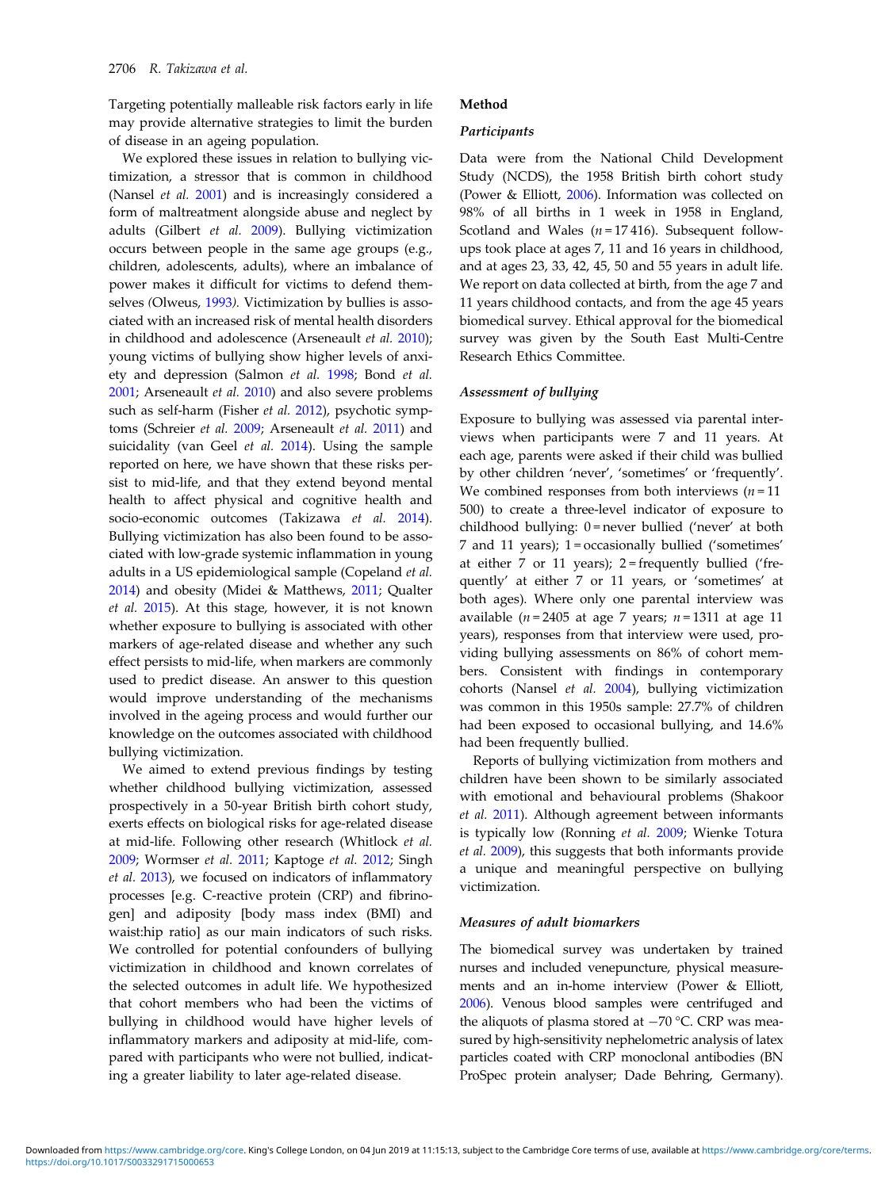Targeting potentially malleable risk factors early in life may provide alternative strategies to limit the burden of disease in an ageing population.

We explored these issues in relation to bullying victimization, a stressor that is common in childhood (Nansel *et al.* 2001) and is increasingly considered a form of maltreatment alongside abuse and neglect by adults (Gilbert *et al.* 2009). Bullying victimization occurs between people in the same age groups (e.g., children, adolescents, adults), where an imbalance of power makes it difficult for victims to defend themselves (Olweus, 1993). Victimization by bullies is associated with an increased risk of mental health disorders in childhood and adolescence (Arseneault *et al.* 2010); young victims of bullying show higher levels of anxiety and depression (Salmon *et al.* 1998; Bond *et al.* 2001; Arseneault *et al.* 2010) and also severe problems such as self-harm (Fisher *et al.* 2012), psychotic symptoms (Schreier *et al.* 2009; Arseneault *et al.* 2011) and suicidality (van Geel *et al.* 2014). Using the sample reported on here, we have shown that these risks persist to mid-life, and that they extend beyond mental health to affect physical and cognitive health and socio-economic outcomes (Takizawa *et al.* 2014). Bullying victimization has also been found to be associated with low-grade systemic inflammation in young adults in a US epidemiological sample (Copeland *et al.* 2014) and obesity (Midei & Matthews, 2011; Qualter *et al.* 2015). At this stage, however, it is not known whether exposure to bullying is associated with other markers of age-related disease and whether any such effect persists to mid-life, when markers are commonly used to predict disease. An answer to this question would improve understanding of the mechanisms involved in the ageing process and would further our knowledge on the outcomes associated with childhood bullying victimization.

We aimed to extend previous findings by testing whether childhood bullying victimization, assessed prospectively in a 50-year British birth cohort study, exerts effects on biological risks for age-related disease at mid-life. Following other research (Whitlock *et al.* 2009; Wormser *et al.* 2011; Kaptoge *et al.* 2012; Singh *et al.* 2013), we focused on indicators of inflammatory processes [e.g. C-reactive protein (CRP) and fibrinogen] and adiposity [body mass index (BMI) and waist:hip ratio] as our main indicators of such risks. We controlled for potential confounders of bullying victimization in childhood and known correlates of the selected outcomes in adult life. We hypothesized that cohort members who had been the victims of bullying in childhood would have higher levels of inflammatory markers and adiposity at mid-life, compared with participants who were not bullied, indicating a greater liability to later age-related disease.

## Method

### *Participants*

Data were from the National Child Development Study (NCDS), the 1958 British birth cohort study (Power & Elliott, 2006). Information was collected on 98% of all births in 1 week in 1958 in England, Scotland and Wales ($n = 17\,416$). Subsequent follow-ups took place at ages 7, 11 and 16 years in childhood, and at ages 23, 33, 42, 45, 50 and 55 years in adult life. We report on data collected at birth, from the age 7 and 11 years childhood contacts, and from the age 45 years biomedical survey. Ethical approval for the biomedical survey was given by the South East Multi-Centre Research Ethics Committee.

### *Assessment of bullying*

Exposure to bullying was assessed via parental interviews when participants were 7 and 11 years. At each age, parents were asked if their child was bullied by other children 'never', 'sometimes' or 'frequently'. We combined responses from both interviews ($n = 11\,500$) to create a three-level indicator of exposure to childhood bullying: 0 = never bullied ('never' at both 7 and 11 years); 1 = occasionally bullied ('sometimes' at either 7 or 11 years); 2 = frequently bullied ('frequently' at either 7 or 11 years, or 'sometimes' at both ages). Where only one parental interview was available ($n = 2405$ at age 7 years; $n = 1311$ at age 11 years), responses from that interview were used, providing bullying assessments on 86% of cohort members. Consistent with findings in contemporary cohorts (Nansel *et al.* 2004), bullying victimization was common in this 1950s sample: 27.7% of children had been exposed to occasional bullying, and 14.6% had been frequently bullied.

Reports of bullying victimization from mothers and children have been shown to be similarly associated with emotional and behavioural problems (Shakoor *et al.* 2011). Although agreement between informants is typically low (Ronning *et al.* 2009; Wienke Totura *et al.* 2009), this suggests that both informants provide a unique and meaningful perspective on bullying victimization.

### *Measures of adult biomarkers*

The biomedical survey was undertaken by trained nurses and included venepuncture, physical measurements and an in-home interview (Power & Elliott, 2006). Venous blood samples were centrifuged and the aliquots of plasma stored at −70 °C. CRP was measured by high-sensitivity nephelometric analysis of latex particles coated with CRP monoclonal antibodies (BN ProSpec protein analyser; Dade Behring, Germany).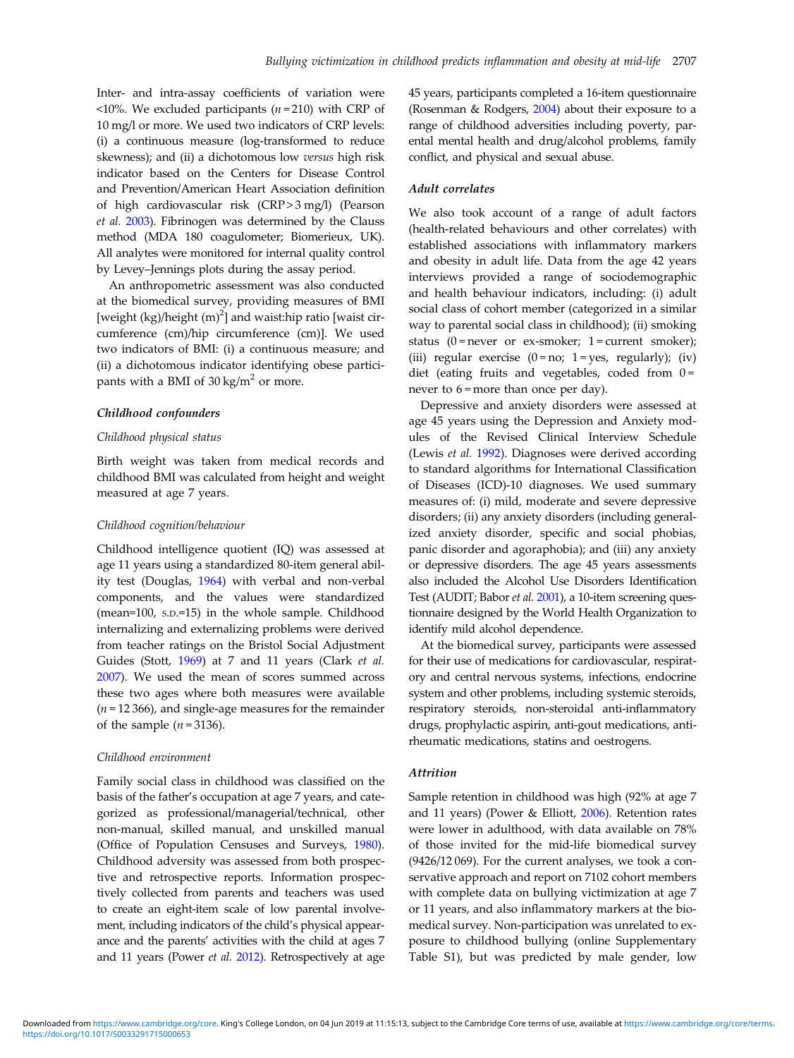Inter- and intra-assay coefficients of variation were <10%. We excluded participants ($n = 210$) with CRP of 10 mg/l or more. We used two indicators of CRP levels: (i) a continuous measure (log-transformed to reduce skewness); and (ii) a dichotomous low *versus* high risk indicator based on the Centers for Disease Control and Prevention/American Heart Association definition of high cardiovascular risk (CRP > 3 mg/l) (Pearson *et al.* 2003). Fibrinogen was determined by the Clauss method (MDA 180 coagulometer; Biomerieux, UK). All analytes were monitored for internal quality control by Levey–Jennings plots during the assay period.

An anthropometric assessment was also conducted at the biomedical survey, providing measures of BMI [weight (kg)/height $(m)^2$] and waist:hip ratio [waist circumference (cm)/hip circumference (cm)]. We used two indicators of BMI: (i) a continuous measure; and (ii) a dichotomous indicator identifying obese participants with a BMI of 30 $kg/m^2$ or more.

### Childhood confounders

#### *Childhood physical status*

Birth weight was taken from medical records and childhood BMI was calculated from height and weight measured at age 7 years.

#### *Childhood cognition/behaviour*

Childhood intelligence quotient (IQ) was assessed at age 11 years using a standardized 80-item general ability test (Douglas, 1964) with verbal and non-verbal components, and the values were standardized (mean=100, S.D.=15) in the whole sample. Childhood internalizing and externalizing problems were derived from teacher ratings on the Bristol Social Adjustment Guides (Stott, 1969) at 7 and 11 years (Clark *et al.* 2007). We used the mean of scores summed across these two ages where both measures were available ($n = 12\,366$), and single-age measures for the remainder of the sample ($n = 3136$).

#### *Childhood environment*

Family social class in childhood was classified on the basis of the father's occupation at age 7 years, and categorized as professional/managerial/technical, other non-manual, skilled manual, and unskilled manual (Office of Population Censuses and Surveys, 1980). Childhood adversity was assessed from both prospective and retrospective reports. Information prospectively collected from parents and teachers was used to create an eight-item scale of low parental involvement, including indicators of the child's physical appearance and the parents' activities with the child at ages 7 and 11 years (Power *et al.* 2012). Retrospectively at age 45 years, participants completed a 16-item questionnaire (Rosenman & Rodgers, 2004) about their exposure to a range of childhood adversities including poverty, parental mental health and drug/alcohol problems, family conflict, and physical and sexual abuse.

### Adult correlates

We also took account of a range of adult factors (health-related behaviours and other correlates) with established associations with inflammatory markers and obesity in adult life. Data from the age 42 years interviews provided a range of sociodemographic and health behaviour indicators, including: (i) adult social class of cohort member (categorized in a similar way to parental social class in childhood); (ii) smoking status (0 = never or ex-smoker; 1 = current smoker); (iii) regular exercise (0 = no; 1 = yes, regularly); (iv) diet (eating fruits and vegetables, coded from 0 = never to 6 = more than once per day).

Depressive and anxiety disorders were assessed at age 45 years using the Depression and Anxiety modules of the Revised Clinical Interview Schedule (Lewis *et al.* 1992). Diagnoses were derived according to standard algorithms for International Classification of Diseases (ICD)-10 diagnoses. We used summary measures of: (i) mild, moderate and severe depressive disorders; (ii) any anxiety disorders (including generalized anxiety disorder, specific and social phobias, panic disorder and agoraphobia); and (iii) any anxiety or depressive disorders. The age 45 years assessments also included the Alcohol Use Disorders Identification Test (AUDIT; Babor *et al.* 2001), a 10-item screening questionnaire designed by the World Health Organization to identify mild alcohol dependence.

At the biomedical survey, participants were assessed for their use of medications for cardiovascular, respiratory and central nervous systems, infections, endocrine system and other problems, including systemic steroids, respiratory steroids, non-steroidal anti-inflammatory drugs, prophylactic aspirin, anti-gout medications, anti-rheumatic medications, statins and oestrogens.

### Attrition

Sample retention in childhood was high (92% at age 7 and 11 years) (Power & Elliott, 2006). Retention rates were lower in adulthood, with data available on 78% of those invited for the mid-life biomedical survey (9426/12 069). For the current analyses, we took a conservative approach and report on 7102 cohort members with complete data on bullying victimization at age 7 or 11 years, and also inflammatory markers at the biomedical survey. Non-participation was unrelated to exposure to childhood bullying (online Supplementary Table S1), but was predicted by male gender, low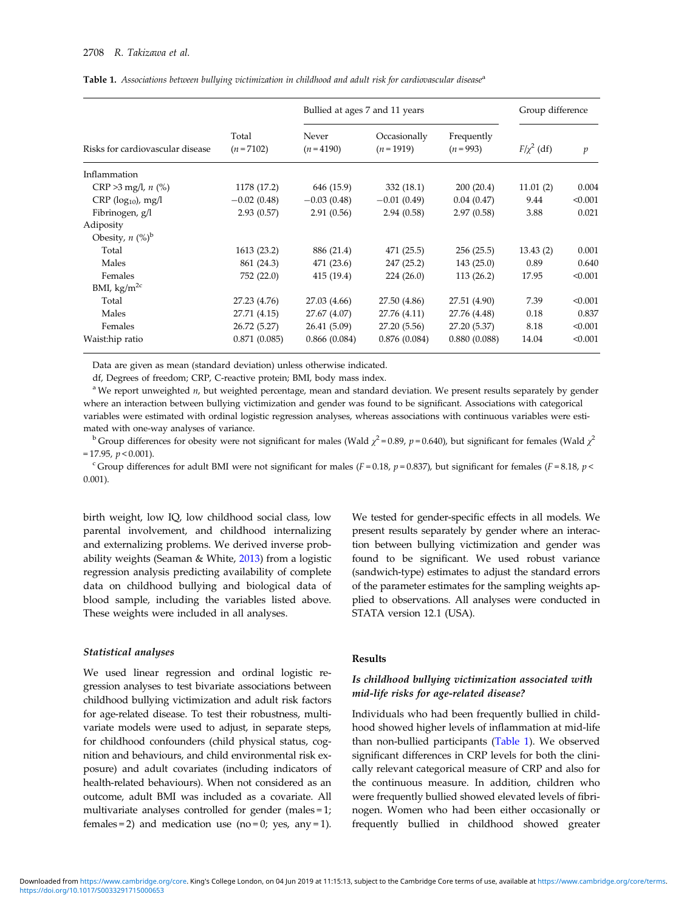**Table 1.** *Associations between bullying victimization in childhood and adult risk for cardiovascular disease*[a]

| Risks for cardiovascular disease | Total ($n$ = 7102) | Bullied at ages 7 and 11 years: Never ($n$ = 4190) | Occasionally ($n$ = 1919) | Frequently ($n$ = 993) | Group difference: $F/\chi^2$ (df) | $p$ |
|---|---|---|---|---|---|---|
| Inflammation | | | | | | |
| CRP >3 mg/l, $n$ (%) | 1178 (17.2) | 646 (15.9) | 332 (18.1) | 200 (20.4) | 11.01 (2) | 0.004 |
| CRP ($\log_{10}$), mg/l | −0.02 (0.48) | −0.03 (0.48) | −0.01 (0.49) | 0.04 (0.47) | 9.44 | <0.001 |
| Fibrinogen, g/l | 2.93 (0.57) | 2.91 (0.56) | 2.94 (0.58) | 2.97 (0.58) | 3.88 | 0.021 |
| Adiposity | | | | | | |
| Obesity, $n$ (%)[b] | | | | | | |
| Total | 1613 (23.2) | 886 (21.4) | 471 (25.5) | 256 (25.5) | 13.43 (2) | 0.001 |
| Males | 861 (24.3) | 471 (23.6) | 247 (25.2) | 143 (25.0) | 0.89 | 0.640 |
| Females | 752 (22.0) | 415 (19.4) | 224 (26.0) | 113 (26.2) | 17.95 | <0.001 |
| BMI, kg/m[2][c] | | | | | | |
| Total | 27.23 (4.76) | 27.03 (4.66) | 27.50 (4.86) | 27.51 (4.90) | 7.39 | <0.001 |
| Males | 27.71 (4.15) | 27.67 (4.07) | 27.76 (4.11) | 27.76 (4.48) | 0.18 | 0.837 |
| Females | 26.72 (5.27) | 26.41 (5.09) | 27.20 (5.56) | 27.20 (5.37) | 8.18 | <0.001 |
| Waist:hip ratio | 0.871 (0.085) | 0.866 (0.084) | 0.876 (0.084) | 0.880 (0.088) | 14.04 | <0.001 |

Data are given as mean (standard deviation) unless otherwise indicated.

df, Degrees of freedom; CRP, C-reactive protein; BMI, body mass index.

[a] We report unweighted $n$, but weighted percentage, mean and standard deviation. We present results separately by gender where an interaction between bullying victimization and gender was found to be significant. Associations with categorical variables were estimated with ordinal logistic regression analyses, whereas associations with continuous variables were estimated with one-way analyses of variance.

[b] Group differences for obesity were not significant for males (Wald $\chi^2 = 0.89$, $p = 0.640$), but significant for females (Wald $\chi^2 = 17.95$, $p < 0.001$).

[c] Group differences for adult BMI were not significant for males ($F = 0.18$, $p = 0.837$), but significant for females ($F = 8.18$, $p < 0.001$).

birth weight, low IQ, low childhood social class, low parental involvement, and childhood internalizing and externalizing problems. We derived inverse probability weights (Seaman & White, 2013) from a logistic regression analysis predicting availability of complete data on childhood bullying and biological data of blood sample, including the variables listed above. These weights were included in all analyses.

### Statistical analyses

We used linear regression and ordinal logistic regression analyses to test bivariate associations between childhood bullying victimization and adult risk factors for age-related disease. To test their robustness, multivariate models were used to adjust, in separate steps, for childhood confounders (child physical status, cognition and behaviours, and child environmental risk exposure) and adult covariates (including indicators of health-related behaviours). When not considered as an outcome, adult BMI was included as a covariate. All multivariate analyses controlled for gender (males = 1; females = 2) and medication use (no = 0; yes, any = 1). We tested for gender-specific effects in all models. We present results separately by gender where an interaction between bullying victimization and gender was found to be significant. We used robust variance (sandwich-type) estimates to adjust the standard errors of the parameter estimates for the sampling weights applied to observations. All analyses were conducted in STATA version 12.1 (USA).

## Results

### *Is childhood bullying victimization associated with mid-life risks for age-related disease?*

Individuals who had been frequently bullied in childhood showed higher levels of inflammation at mid-life than non-bullied participants (Table 1). We observed significant differences in CRP levels for both the clinically relevant categorical measure of CRP and also for the continuous measure. In addition, children who were frequently bullied showed elevated levels of fibrinogen. Women who had been either occasionally or frequently bullied in childhood showed greater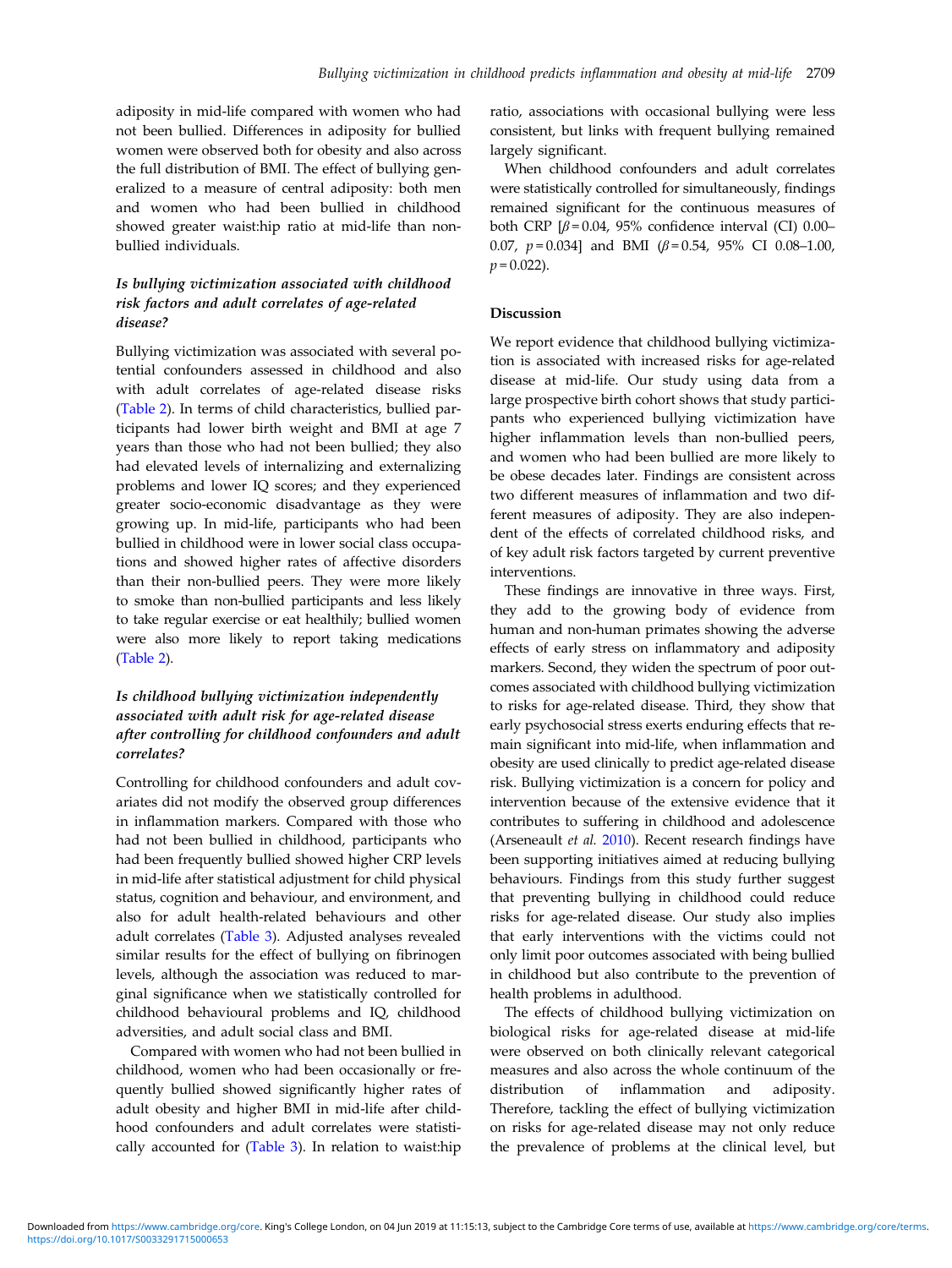adiposity in mid-life compared with women who had not been bullied. Differences in adiposity for bullied women were observed both for obesity and also across the full distribution of BMI. The effect of bullying generalized to a measure of central adiposity: both men and women who had been bullied in childhood showed greater waist:hip ratio at mid-life than non-bullied individuals.

### *Is bullying victimization associated with childhood risk factors and adult correlates of age-related disease?*

Bullying victimization was associated with several potential confounders assessed in childhood and also with adult correlates of age-related disease risks (Table 2). In terms of child characteristics, bullied participants had lower birth weight and BMI at age 7 years than those who had not been bullied; they also had elevated levels of internalizing and externalizing problems and lower IQ scores; and they experienced greater socio-economic disadvantage as they were growing up. In mid-life, participants who had been bullied in childhood were in lower social class occupations and showed higher rates of affective disorders than their non-bullied peers. They were more likely to smoke than non-bullied participants and less likely to take regular exercise or eat healthily; bullied women were also more likely to report taking medications (Table 2).

### *Is childhood bullying victimization independently associated with adult risk for age-related disease after controlling for childhood confounders and adult correlates?*

Controlling for childhood confounders and adult covariates did not modify the observed group differences in inflammation markers. Compared with those who had not been bullied in childhood, participants who had been frequently bullied showed higher CRP levels in mid-life after statistical adjustment for child physical status, cognition and behaviour, and environment, and also for adult health-related behaviours and other adult correlates (Table 3). Adjusted analyses revealed similar results for the effect of bullying on fibrinogen levels, although the association was reduced to marginal significance when we statistically controlled for childhood behavioural problems and IQ, childhood adversities, and adult social class and BMI.

Compared with women who had not been bullied in childhood, women who had been occasionally or frequently bullied showed significantly higher rates of adult obesity and higher BMI in mid-life after childhood confounders and adult correlates were statistically accounted for (Table 3). In relation to waist:hip ratio, associations with occasional bullying were less consistent, but links with frequent bullying remained largely significant.

When childhood confounders and adult correlates were statistically controlled for simultaneously, findings remained significant for the continuous measures of both CRP [$\beta = 0.04$, 95% confidence interval (CI) 0.00–0.07, $p = 0.034$] and BMI ($\beta = 0.54$, 95% CI 0.08–1.00, $p = 0.022$).

## Discussion

We report evidence that childhood bullying victimization is associated with increased risks for age-related disease at mid-life. Our study using data from a large prospective birth cohort shows that study participants who experienced bullying victimization have higher inflammation levels than non-bullied peers, and women who had been bullied are more likely to be obese decades later. Findings are consistent across two different measures of inflammation and two different measures of adiposity. They are also independent of the effects of correlated childhood risks, and of key adult risk factors targeted by current preventive interventions.

These findings are innovative in three ways. First, they add to the growing body of evidence from human and non-human primates showing the adverse effects of early stress on inflammatory and adiposity markers. Second, they widen the spectrum of poor outcomes associated with childhood bullying victimization to risks for age-related disease. Third, they show that early psychosocial stress exerts enduring effects that remain significant into mid-life, when inflammation and obesity are used clinically to predict age-related disease risk. Bullying victimization is a concern for policy and intervention because of the extensive evidence that it contributes to suffering in childhood and adolescence (Arseneault *et al.* 2010). Recent research findings have been supporting initiatives aimed at reducing bullying behaviours. Findings from this study further suggest that preventing bullying in childhood could reduce risks for age-related disease. Our study also implies that early interventions with the victims could not only limit poor outcomes associated with being bullied in childhood but also contribute to the prevention of health problems in adulthood.

The effects of childhood bullying victimization on biological risks for age-related disease at mid-life were observed on both clinically relevant categorical measures and also across the whole continuum of the distribution of inflammation and adiposity. Therefore, tackling the effect of bullying victimization on risks for age-related disease may not only reduce the prevalence of problems at the clinical level, but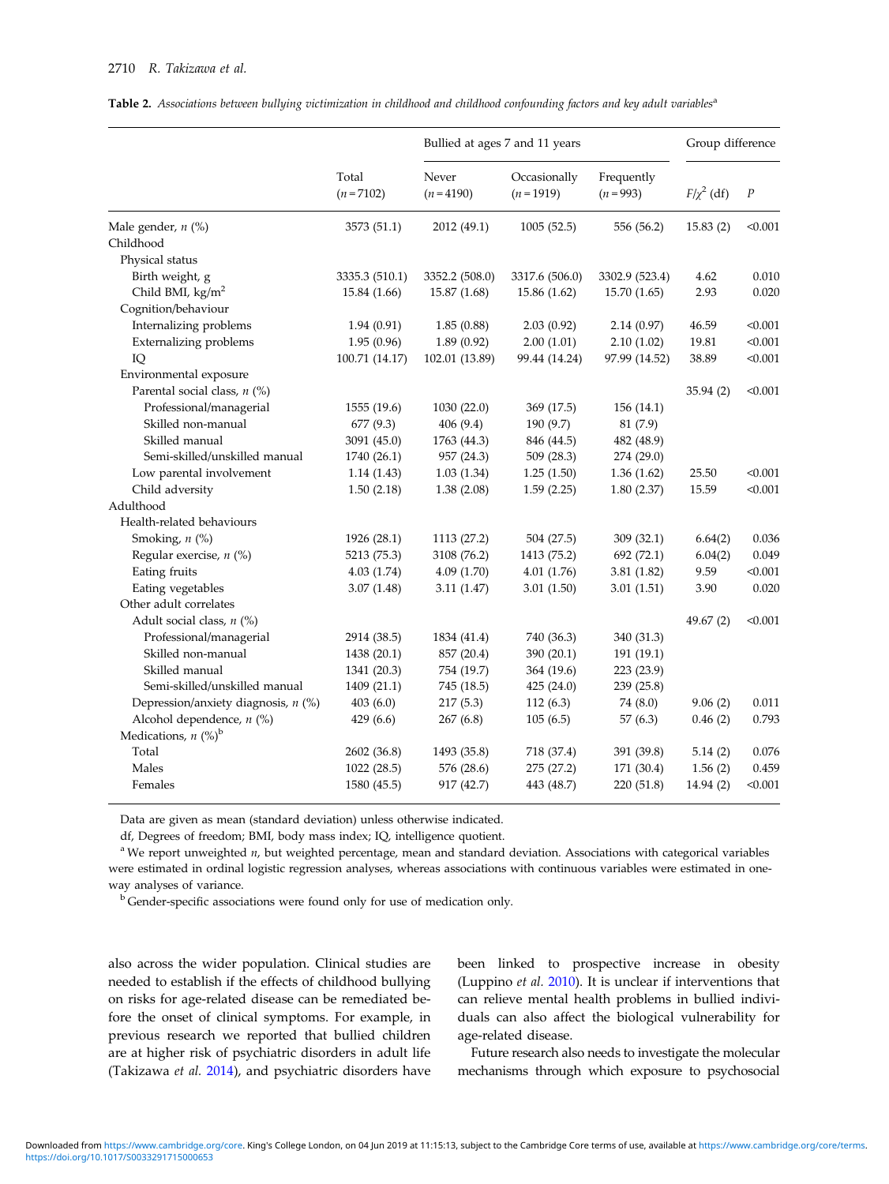**Table 2.** *Associations between bullying victimization in childhood and childhood confounding factors and key adult variables*[a]

| | Total ($n = 7102$) | Bullied at ages 7 and 11 years: Never ($n = 4190$) | Occasionally ($n = 1919$) | Frequently ($n = 993$) | Group difference: $F/\chi^2$ (df) | $P$ |
|---|---|---|---|---|---|---|
| Male gender, $n$ (%) | 3573 (51.1) | 2012 (49.1) | 1005 (52.5) | 556 (56.2) | 15.83 (2) | <0.001 |
| Childhood | | | | | | |
| Physical status | | | | | | |
| Birth weight, g | 3335.3 (510.1) | 3352.2 (508.0) | 3317.6 (506.0) | 3302.9 (523.4) | 4.62 | 0.010 |
| Child BMI, kg/m$^2$ | 15.84 (1.66) | 15.87 (1.68) | 15.86 (1.62) | 15.70 (1.65) | 2.93 | 0.020 |
| Cognition/behaviour | | | | | | |
| Internalizing problems | 1.94 (0.91) | 1.85 (0.88) | 2.03 (0.92) | 2.14 (0.97) | 46.59 | <0.001 |
| Externalizing problems | 1.95 (0.96) | 1.89 (0.92) | 2.00 (1.01) | 2.10 (1.02) | 19.81 | <0.001 |
| IQ | 100.71 (14.17) | 102.01 (13.89) | 99.44 (14.24) | 97.99 (14.52) | 38.89 | <0.001 |
| Environmental exposure | | | | | | |
| Parental social class, $n$ (%) | | | | | 35.94 (2) | <0.001 |
| Professional/managerial | 1555 (19.6) | 1030 (22.0) | 369 (17.5) | 156 (14.1) | | |
| Skilled non-manual | 677 (9.3) | 406 (9.4) | 190 (9.7) | 81 (7.9) | | |
| Skilled manual | 3091 (45.0) | 1763 (44.3) | 846 (44.5) | 482 (48.9) | | |
| Semi-skilled/unskilled manual | 1740 (26.1) | 957 (24.3) | 509 (28.3) | 274 (29.0) | | |
| Low parental involvement | 1.14 (1.43) | 1.03 (1.34) | 1.25 (1.50) | 1.36 (1.62) | 25.50 | <0.001 |
| Child adversity | 1.50 (2.18) | 1.38 (2.08) | 1.59 (2.25) | 1.80 (2.37) | 15.59 | <0.001 |
| Adulthood | | | | | | |
| Health-related behaviours | | | | | | |
| Smoking, $n$ (%) | 1926 (28.1) | 1113 (27.2) | 504 (27.5) | 309 (32.1) | 6.64(2) | 0.036 |
| Regular exercise, $n$ (%) | 5213 (75.3) | 3108 (76.2) | 1413 (75.2) | 692 (72.1) | 6.04(2) | 0.049 |
| Eating fruits | 4.03 (1.74) | 4.09 (1.70) | 4.01 (1.76) | 3.81 (1.82) | 9.59 | <0.001 |
| Eating vegetables | 3.07 (1.48) | 3.11 (1.47) | 3.01 (1.50) | 3.01 (1.51) | 3.90 | 0.020 |
| Other adult correlates | | | | | | |
| Adult social class, $n$ (%) | | | | | 49.67 (2) | <0.001 |
| Professional/managerial | 2914 (38.5) | 1834 (41.4) | 740 (36.3) | 340 (31.3) | | |
| Skilled non-manual | 1438 (20.1) | 857 (20.4) | 390 (20.1) | 191 (19.1) | | |
| Skilled manual | 1341 (20.3) | 754 (19.7) | 364 (19.6) | 223 (23.9) | | |
| Semi-skilled/unskilled manual | 1409 (21.1) | 745 (18.5) | 425 (24.0) | 239 (25.8) | | |
| Depression/anxiety diagnosis, $n$ (%) | 403 (6.0) | 217 (5.3) | 112 (6.3) | 74 (8.0) | 9.06 (2) | 0.011 |
| Alcohol dependence, $n$ (%) | 429 (6.6) | 267 (6.8) | 105 (6.5) | 57 (6.3) | 0.46 (2) | 0.793 |
| Medications, $n$ (%)[b] | | | | | | |
| Total | 2602 (36.8) | 1493 (35.8) | 718 (37.4) | 391 (39.8) | 5.14 (2) | 0.076 |
| Males | 1022 (28.5) | 576 (28.6) | 275 (27.2) | 171 (30.4) | 1.56 (2) | 0.459 |
| Females | 1580 (45.5) | 917 (42.7) | 443 (48.7) | 220 (51.8) | 14.94 (2) | <0.001 |

Data are given as mean (standard deviation) unless otherwise indicated.

df, Degrees of freedom; BMI, body mass index; IQ, intelligence quotient.

[a] We report unweighted $n$, but weighted percentage, mean and standard deviation. Associations with categorical variables were estimated in ordinal logistic regression analyses, whereas associations with continuous variables were estimated in one-way analyses of variance.

[b] Gender-specific associations were found only for use of medication only.

also across the wider population. Clinical studies are needed to establish if the effects of childhood bullying on risks for age-related disease can be remediated before the onset of clinical symptoms. For example, in previous research we reported that bullied children are at higher risk of psychiatric disorders in adult life (Takizawa *et al.* 2014), and psychiatric disorders have been linked to prospective increase in obesity (Luppino *et al.* 2010). It is unclear if interventions that can relieve mental health problems in bullied individuals can also affect the biological vulnerability for age-related disease.

Future research also needs to investigate the molecular mechanisms through which exposure to psychosocial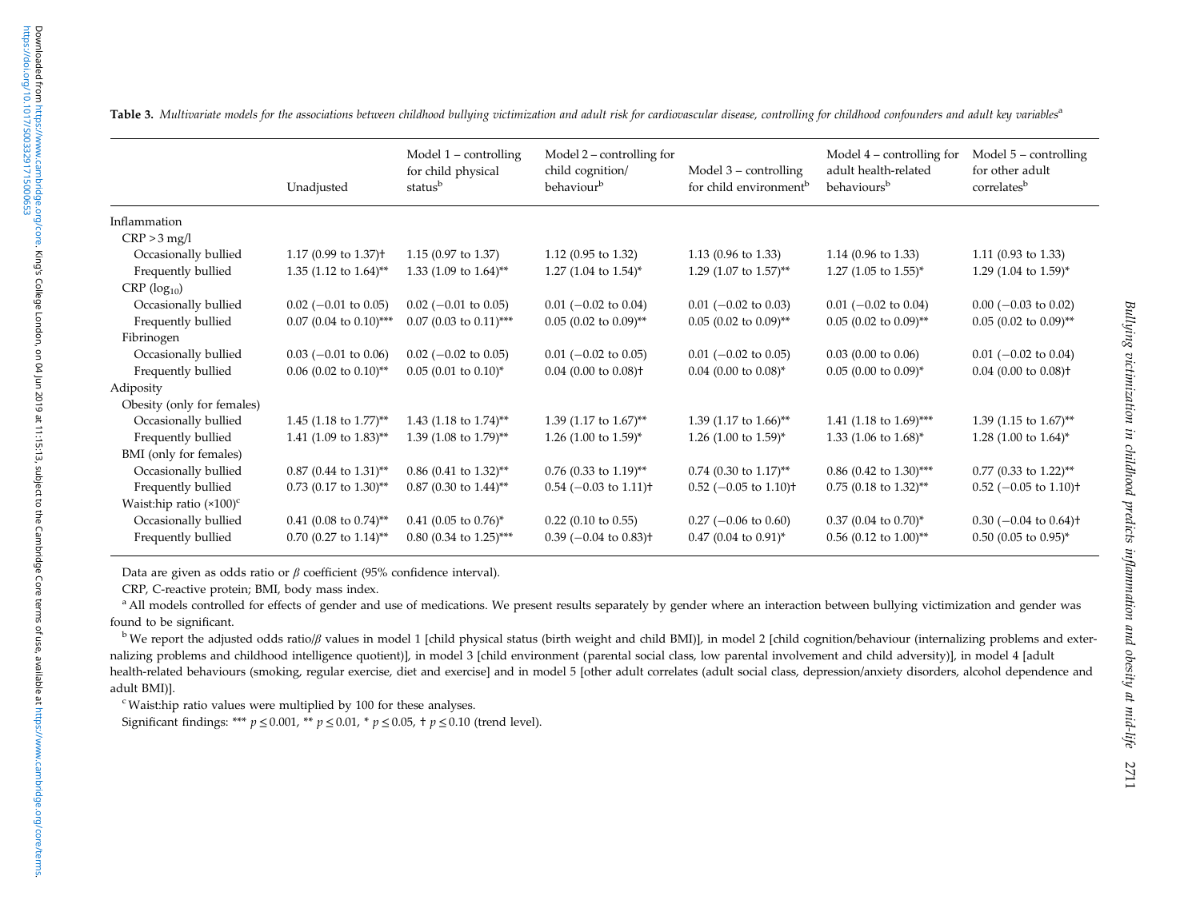**Table 3.** *Multivariate models for the associations between childhood bullying victimization and adult risk for cardiovascular disease, controlling for childhood confounders and adult key variables*[a]

| | Unadjusted | Model 1 – controlling for child physical status[b] | Model 2 – controlling for child cognition/behaviour[b] | Model 3 – controlling for child environment[b] | Model 4 – controlling for adult health-related behaviours[b] | Model 5 – controlling for other adult correlates[b] |
|---|---|---|---|---|---|---|
| Inflammation | | | | | | |
| CRP > 3 mg/l | | | | | | |
| Occasionally bullied | 1.17 (0.99 to 1.37)† | 1.15 (0.97 to 1.37) | 1.12 (0.95 to 1.32) | 1.13 (0.96 to 1.33) | 1.14 (0.96 to 1.33) | 1.11 (0.93 to 1.33) |
| Frequently bullied | 1.35 (1.12 to 1.64)** | 1.33 (1.09 to 1.64)** | 1.27 (1.04 to 1.54)* | 1.29 (1.07 to 1.57)** | 1.27 (1.05 to 1.55)* | 1.29 (1.04 to 1.59)* |
| CRP ($log_{10}$) | | | | | | |
| Occasionally bullied | 0.02 (−0.01 to 0.05) | 0.02 (−0.01 to 0.05) | 0.01 (−0.02 to 0.04) | 0.01 (−0.02 to 0.03) | 0.01 (−0.02 to 0.04) | 0.00 (−0.03 to 0.02) |
| Frequently bullied | 0.07 (0.04 to 0.10)*** | 0.07 (0.03 to 0.11)*** | 0.05 (0.02 to 0.09)** | 0.05 (0.02 to 0.09)** | 0.05 (0.02 to 0.09)** | 0.05 (0.02 to 0.09)** |
| Fibrinogen | | | | | | |
| Occasionally bullied | 0.03 (−0.01 to 0.06) | 0.02 (−0.02 to 0.05) | 0.01 (−0.02 to 0.05) | 0.01 (−0.02 to 0.05) | 0.03 (0.00 to 0.06) | 0.01 (−0.02 to 0.04) |
| Frequently bullied | 0.06 (0.02 to 0.10)** | 0.05 (0.01 to 0.10)* | 0.04 (0.00 to 0.08)† | 0.04 (0.00 to 0.08)* | 0.05 (0.00 to 0.09)* | 0.04 (0.00 to 0.08)† |
| Adiposity | | | | | | |
| Obesity (only for females) | | | | | | |
| Occasionally bullied | 1.45 (1.18 to 1.77)** | 1.43 (1.18 to 1.74)** | 1.39 (1.17 to 1.67)** | 1.39 (1.17 to 1.66)** | 1.41 (1.18 to 1.69)*** | 1.39 (1.15 to 1.67)** |
| Frequently bullied | 1.41 (1.09 to 1.83)** | 1.39 (1.08 to 1.79)** | 1.26 (1.00 to 1.59)* | 1.26 (1.00 to 1.59)* | 1.33 (1.06 to 1.68)* | 1.28 (1.00 to 1.64)* |
| BMI (only for females) | | | | | | |
| Occasionally bullied | 0.87 (0.44 to 1.31)** | 0.86 (0.41 to 1.32)** | 0.76 (0.33 to 1.19)** | 0.74 (0.30 to 1.17)** | 0.86 (0.42 to 1.30)*** | 0.77 (0.33 to 1.22)** |
| Frequently bullied | 0.73 (0.17 to 1.30)** | 0.87 (0.30 to 1.44)** | 0.54 (−0.03 to 1.11)† | 0.52 (−0.05 to 1.10)† | 0.75 (0.18 to 1.32)** | 0.52 (−0.05 to 1.10)† |
| Waist:hip ratio (×100)[c] | | | | | | |
| Occasionally bullied | 0.41 (0.08 to 0.74)** | 0.41 (0.05 to 0.76)* | 0.22 (0.10 to 0.55) | 0.27 (−0.06 to 0.60) | 0.37 (0.04 to 0.70)* | 0.30 (−0.04 to 0.64)† |
| Frequently bullied | 0.70 (0.27 to 1.14)** | 0.80 (0.34 to 1.25)*** | 0.39 (−0.04 to 0.83)† | 0.47 (0.04 to 0.91)* | 0.56 (0.12 to 1.00)** | 0.50 (0.05 to 0.95)* |

Data are given as odds ratio or $\beta$ coefficient (95% confidence interval).

CRP, C-reactive protein; BMI, body mass index.

[a] All models controlled for effects of gender and use of medications. We present results separately by gender where an interaction between bullying victimization and gender was found to be significant.

[b] We report the adjusted odds ratio/$\beta$ values in model 1 [child physical status (birth weight and child BMI)], in model 2 [child cognition/behaviour (internalizing problems and externalizing problems and childhood intelligence quotient)], in model 3 [child environment (parental social class, low parental involvement and child adversity)], in model 4 [adult health-related behaviours (smoking, regular exercise, diet and exercise] and in model 5 [other adult correlates (adult social class, depression/anxiety disorders, alcohol dependence and adult BMI)].

[c] Waist:hip ratio values were multiplied by 100 for these analyses.

Significant findings: *** $p \leq 0.001$, ** $p \leq 0.01$, * $p \leq 0.05$, † $p \leq 0.10$ (trend level).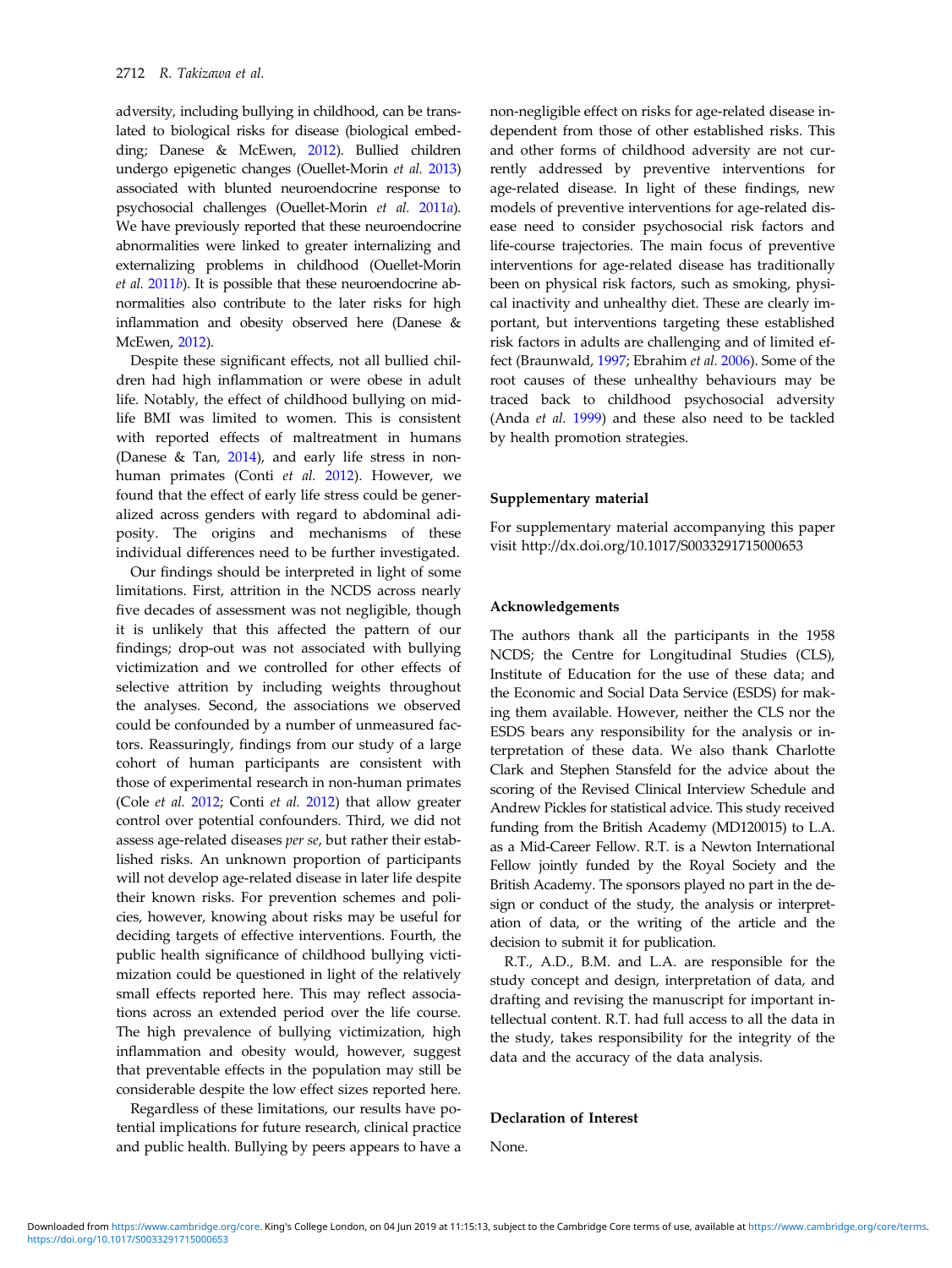adversity, including bullying in childhood, can be translated to biological risks for disease (biological embedding; Danese & McEwen, 2012). Bullied children undergo epigenetic changes (Ouellet-Morin *et al.* 2013) associated with blunted neuroendocrine response to psychosocial challenges (Ouellet-Morin *et al.* 2011*a*). We have previously reported that these neuroendocrine abnormalities were linked to greater internalizing and externalizing problems in childhood (Ouellet-Morin *et al.* 2011*b*). It is possible that these neuroendocrine abnormalities also contribute to the later risks for high inflammation and obesity observed here (Danese & McEwen, 2012).

Despite these significant effects, not all bullied children had high inflammation or were obese in adult life. Notably, the effect of childhood bullying on mid-life BMI was limited to women. This is consistent with reported effects of maltreatment in humans (Danese & Tan, 2014), and early life stress in non-human primates (Conti *et al.* 2012). However, we found that the effect of early life stress could be generalized across genders with regard to abdominal adiposity. The origins and mechanisms of these individual differences need to be further investigated.

Our findings should be interpreted in light of some limitations. First, attrition in the NCDS across nearly five decades of assessment was not negligible, though it is unlikely that this affected the pattern of our findings; drop-out was not associated with bullying victimization and we controlled for other effects of selective attrition by including weights throughout the analyses. Second, the associations we observed could be confounded by a number of unmeasured factors. Reassuringly, findings from our study of a large cohort of human participants are consistent with those of experimental research in non-human primates (Cole *et al.* 2012; Conti *et al.* 2012) that allow greater control over potential confounders. Third, we did not assess age-related diseases *per se*, but rather their established risks. An unknown proportion of participants will not develop age-related disease in later life despite their known risks. For prevention schemes and policies, however, knowing about risks may be useful for deciding targets of effective interventions. Fourth, the public health significance of childhood bullying victimization could be questioned in light of the relatively small effects reported here. This may reflect associations across an extended period over the life course. The high prevalence of bullying victimization, high inflammation and obesity would, however, suggest that preventable effects in the population may still be considerable despite the low effect sizes reported here.

Regardless of these limitations, our results have potential implications for future research, clinical practice and public health. Bullying by peers appears to have a non-negligible effect on risks for age-related disease independent from those of other established risks. This and other forms of childhood adversity are not currently addressed by preventive interventions for age-related disease. In light of these findings, new models of preventive interventions for age-related disease need to consider psychosocial risk factors and life-course trajectories. The main focus of preventive interventions for age-related disease has traditionally been on physical risk factors, such as smoking, physical inactivity and unhealthy diet. These are clearly important, but interventions targeting these established risk factors in adults are challenging and of limited effect (Braunwald, 1997; Ebrahim *et al.* 2006). Some of the root causes of these unhealthy behaviours may be traced back to childhood psychosocial adversity (Anda *et al.* 1999) and these also need to be tackled by health promotion strategies.

## Supplementary material

For supplementary material accompanying this paper visit http://dx.doi.org/10.1017/S0033291715000653

## Acknowledgements

The authors thank all the participants in the 1958 NCDS; the Centre for Longitudinal Studies (CLS), Institute of Education for the use of these data; and the Economic and Social Data Service (ESDS) for making them available. However, neither the CLS nor the ESDS bears any responsibility for the analysis or interpretation of these data. We also thank Charlotte Clark and Stephen Stansfeld for the advice about the scoring of the Revised Clinical Interview Schedule and Andrew Pickles for statistical advice. This study received funding from the British Academy (MD120015) to L.A. as a Mid-Career Fellow. R.T. is a Newton International Fellow jointly funded by the Royal Society and the British Academy. The sponsors played no part in the design or conduct of the study, the analysis or interpretation of data, or the writing of the article and the decision to submit it for publication.

R.T., A.D., B.M. and L.A. are responsible for the study concept and design, interpretation of data, and drafting and revising the manuscript for important intellectual content. R.T. had full access to all the data in the study, takes responsibility for the integrity of the data and the accuracy of the data analysis.

## Declaration of Interest

None.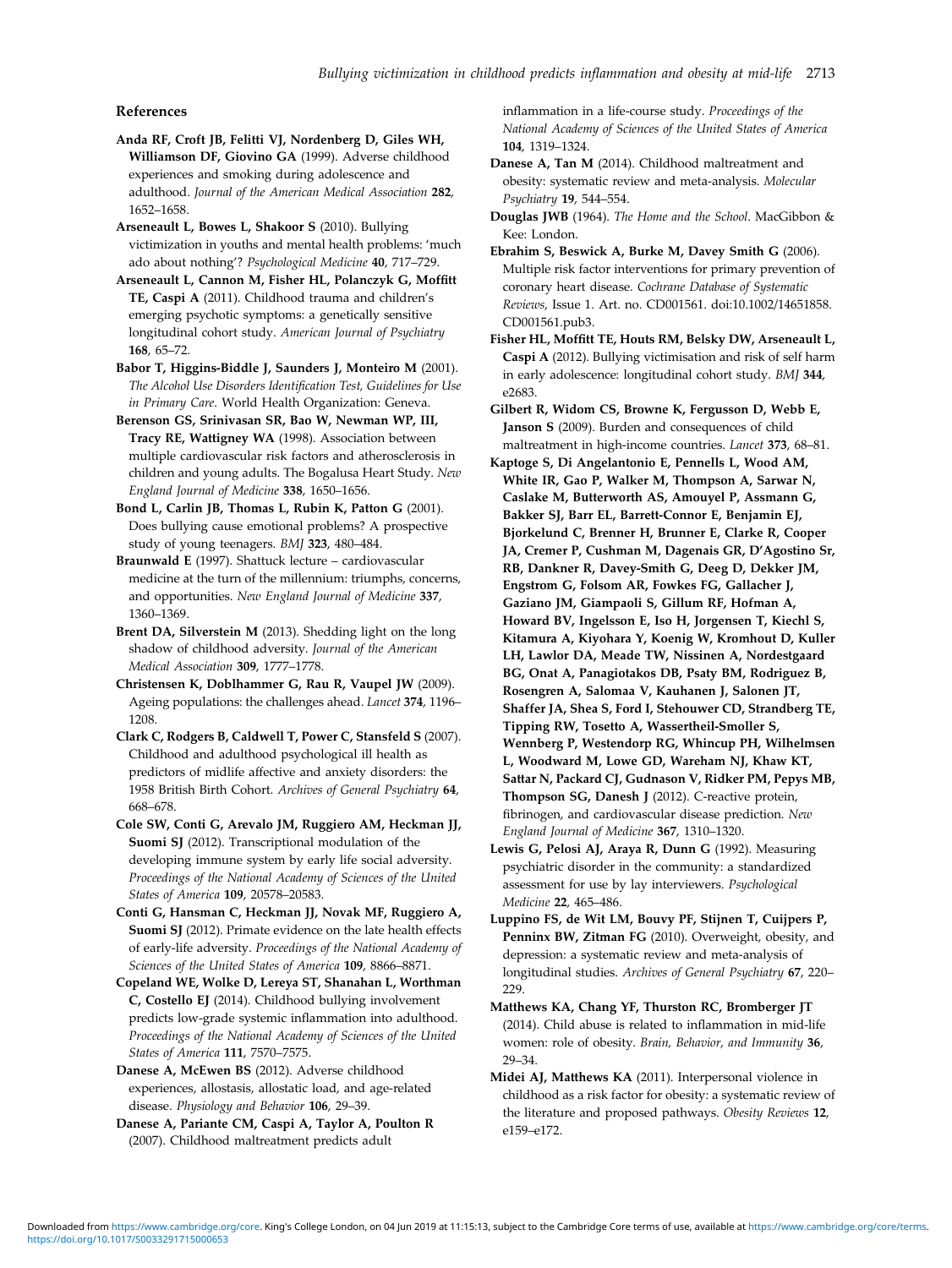## References

**Anda RF, Croft JB, Felitti VJ, Nordenberg D, Giles WH, Williamson DF, Giovino GA** (1999). Adverse childhood experiences and smoking during adolescence and adulthood. *Journal of the American Medical Association* **282**, 1652–1658.

**Arseneault L, Bowes L, Shakoor S** (2010). Bullying victimization in youths and mental health problems: 'much ado about nothing'? *Psychological Medicine* **40**, 717–729.

**Arseneault L, Cannon M, Fisher HL, Polanczyk G, Moffitt TE, Caspi A** (2011). Childhood trauma and children's emerging psychotic symptoms: a genetically sensitive longitudinal cohort study. *American Journal of Psychiatry* **168**, 65–72.

**Babor T, Higgins-Biddle J, Saunders J, Monteiro M** (2001). *The Alcohol Use Disorders Identification Test, Guidelines for Use in Primary Care*. World Health Organization: Geneva.

**Berenson GS, Srinivasan SR, Bao W, Newman WP, III, Tracy RE, Wattigney WA** (1998). Association between multiple cardiovascular risk factors and atherosclerosis in children and young adults. The Bogalusa Heart Study. *New England Journal of Medicine* **338**, 1650–1656.

**Bond L, Carlin JB, Thomas L, Rubin K, Patton G** (2001). Does bullying cause emotional problems? A prospective study of young teenagers. *BMJ* **323**, 480–484.

**Braunwald E** (1997). Shattuck lecture – cardiovascular medicine at the turn of the millennium: triumphs, concerns, and opportunities. *New England Journal of Medicine* **337**, 1360–1369.

**Brent DA, Silverstein M** (2013). Shedding light on the long shadow of childhood adversity. *Journal of the American Medical Association* **309**, 1777–1778.

**Christensen K, Doblhammer G, Rau R, Vaupel JW** (2009). Ageing populations: the challenges ahead. *Lancet* **374**, 1196–1208.

**Clark C, Rodgers B, Caldwell T, Power C, Stansfeld S** (2007). Childhood and adulthood psychological ill health as predictors of midlife affective and anxiety disorders: the 1958 British Birth Cohort. *Archives of General Psychiatry* **64**, 668–678.

**Cole SW, Conti G, Arevalo JM, Ruggiero AM, Heckman JJ, Suomi SJ** (2012). Transcriptional modulation of the developing immune system by early life social adversity. *Proceedings of the National Academy of Sciences of the United States of America* **109**, 20578–20583.

**Conti G, Hansman C, Heckman JJ, Novak MF, Ruggiero A, Suomi SJ** (2012). Primate evidence on the late health effects of early-life adversity. *Proceedings of the National Academy of Sciences of the United States of America* **109**, 8866–8871.

**Copeland WE, Wolke D, Lereya ST, Shanahan L, Worthman C, Costello EJ** (2014). Childhood bullying involvement predicts low-grade systemic inflammation into adulthood. *Proceedings of the National Academy of Sciences of the United States of America* **111**, 7570–7575.

**Danese A, McEwen BS** (2012). Adverse childhood experiences, allostasis, allostatic load, and age-related disease. *Physiology and Behavior* **106**, 29–39.

**Danese A, Pariante CM, Caspi A, Taylor A, Poulton R** (2007). Childhood maltreatment predicts adult inflammation in a life-course study. *Proceedings of the National Academy of Sciences of the United States of America* **104**, 1319–1324.

**Danese A, Tan M** (2014). Childhood maltreatment and obesity: systematic review and meta-analysis. *Molecular Psychiatry* **19**, 544–554.

**Douglas JWB** (1964). *The Home and the School*. MacGibbon & Kee: London.

**Ebrahim S, Beswick A, Burke M, Davey Smith G** (2006). Multiple risk factor interventions for primary prevention of coronary heart disease. *Cochrane Database of Systematic Reviews*, Issue 1. Art. no. CD001561. doi:10.1002/14651858. CD001561.pub3.

**Fisher HL, Moffitt TE, Houts RM, Belsky DW, Arseneault L, Caspi A** (2012). Bullying victimisation and risk of self harm in early adolescence: longitudinal cohort study. *BMJ* **344**, e2683.

**Gilbert R, Widom CS, Browne K, Fergusson D, Webb E, Janson S** (2009). Burden and consequences of child maltreatment in high-income countries. *Lancet* **373**, 68–81.

**Kaptoge S, Di Angelantonio E, Pennells L, Wood AM, White IR, Gao P, Walker M, Thompson A, Sarwar N, Caslake M, Butterworth AS, Amouyel P, Assmann G, Bakker SJ, Barr EL, Barrett-Connor E, Benjamin EJ, Bjorkelund C, Brenner H, Brunner E, Clarke R, Cooper JA, Cremer P, Cushman M, Dagenais GR, D'Agostino Sr, RB, Dankner R, Davey-Smith G, Deeg D, Dekker JM, Engstrom G, Folsom AR, Fowkes FG, Gallacher J, Gaziano JM, Giampaoli S, Gillum RF, Hofman A, Howard BV, Ingelsson E, Iso H, Jorgensen T, Kiechl S, Kitamura A, Kiyohara Y, Koenig W, Kromhout D, Kuller LH, Lawlor DA, Meade TW, Nissinen A, Nordestgaard BG, Onat A, Panagiotakos DB, Psaty BM, Rodriguez B, Rosengren A, Salomaa V, Kauhanen J, Salonen JT, Shaffer JA, Shea S, Ford I, Stehouwer CD, Strandberg TE, Tipping RW, Tosetto A, Wassertheil-Smoller S, Wennberg P, Westendorp RG, Whincup PH, Wilhelmsen L, Woodward M, Lowe GD, Wareham NJ, Khaw KT, Sattar N, Packard CJ, Gudnason V, Ridker PM, Pepys MB, Thompson SG, Danesh J** (2012). C-reactive protein, fibrinogen, and cardiovascular disease prediction. *New England Journal of Medicine* **367**, 1310–1320.

**Lewis G, Pelosi AJ, Araya R, Dunn G** (1992). Measuring psychiatric disorder in the community: a standardized assessment for use by lay interviewers. *Psychological Medicine* **22**, 465–486.

**Luppino FS, de Wit LM, Bouvy PF, Stijnen T, Cuijpers P, Penninx BW, Zitman FG** (2010). Overweight, obesity, and depression: a systematic review and meta-analysis of longitudinal studies. *Archives of General Psychiatry* **67**, 220–229.

**Matthews KA, Chang YF, Thurston RC, Bromberger JT** (2014). Child abuse is related to inflammation in mid-life women: role of obesity. *Brain, Behavior, and Immunity* **36**, 29–34.

**Midei AJ, Matthews KA** (2011). Interpersonal violence in childhood as a risk factor for obesity: a systematic review of the literature and proposed pathways. *Obesity Reviews* **12**, e159–e172.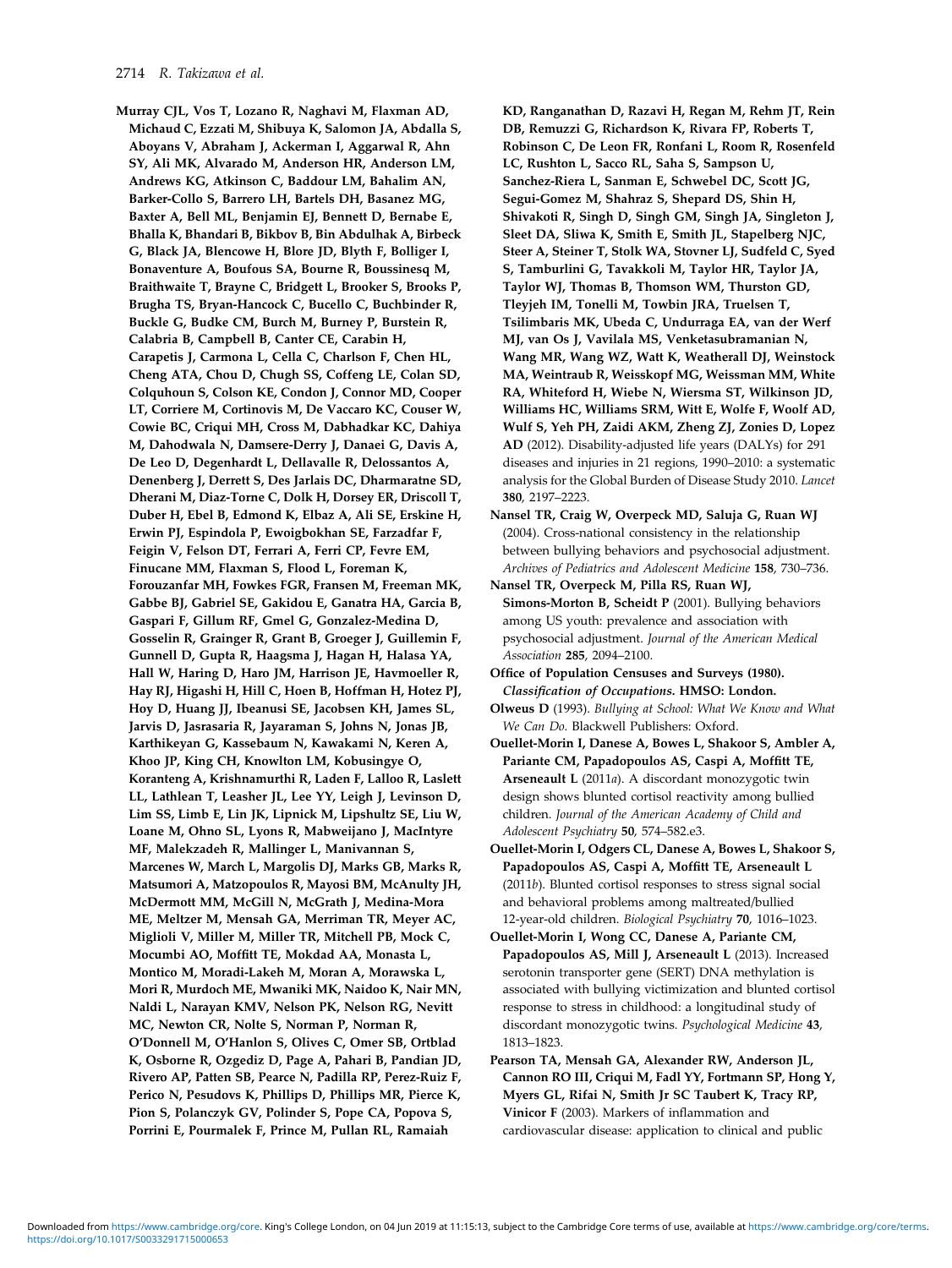**Murray CJL, Vos T, Lozano R, Naghavi M, Flaxman AD, Michaud C, Ezzati M, Shibuya K, Salomon JA, Abdalla S, Aboyans V, Abraham J, Ackerman I, Aggarwal R, Ahn SY, Ali MK, Alvarado M, Anderson HR, Anderson LM, Andrews KG, Atkinson C, Baddour LM, Bahalim AN, Barker-Collo S, Barrero LH, Bartels DH, Basanez MG, Baxter A, Bell ML, Benjamin EJ, Bennett D, Bernabe E, Bhalla K, Bhandari B, Bikbov B, Bin Abdulhak A, Birbeck G, Black JA, Blencowe H, Blore JD, Blyth F, Bolliger I, Bonaventure A, Boufous SA, Bourne R, Boussinesq M, Braithwaite T, Brayne C, Bridgett L, Brooker S, Brooks P, Brugha TS, Bryan-Hancock C, Bucello C, Buchbinder R, Buckle G, Budke CM, Burch M, Burney P, Burstein R, Calabria B, Campbell B, Canter CE, Carabin H, Carapetis J, Carmona L, Cella C, Charlson F, Chen HL, Cheng ATA, Chou D, Chugh SS, Coffeng LE, Colan SD, Colquhoun S, Colson KE, Condon J, Connor MD, Cooper LT, Corriere M, Cortinovis M, De Vaccaro KC, Couser W, Cowie BC, Criqui MH, Cross M, Dabhadkar KC, Dahiya M, Dahodwala N, Damsere-Derry J, Danaei G, Davis A, De Leo D, Degenhardt L, Dellavalle R, Delossantos A, Denenberg J, Derrett S, Des Jarlais DC, Dharmaratne SD, Dherani M, Diaz-Torne C, Dolk H, Dorsey ER, Driscoll T, Duber H, Ebel B, Edmond K, Elbaz A, Ali SE, Erskine H, Erwin PJ, Espindola P, Ewoigbokhan SE, Farzadfar F, Feigin V, Felson DT, Ferrari A, Ferri CP, Fevre EM, Finucane MM, Flaxman S, Flood L, Foreman K, Forouzanfar MH, Fowkes FGR, Fransen M, Freeman MK, Gabbe BJ, Gabriel SE, Gakidou E, Ganatra HA, Garcia B, Gaspari F, Gillum RF, Gmel G, Gonzalez-Medina D, Gosselin R, Grainger R, Grant B, Groeger J, Guillemin F, Gunnell D, Gupta R, Haagsma J, Hagan H, Halasa YA, Hall W, Haring D, Haro JM, Harrison JE, Havmoeller R, Hay RJ, Higashi H, Hill C, Hoen B, Hoffman H, Hotez PJ, Hoy D, Huang JJ, Ibeanusi SE, Jacobsen KH, James SL, Jarvis D, Jasrasaria R, Jayaraman S, Johns N, Jonas JB, Karthikeyan G, Kassebaum N, Kawakami N, Keren A, Khoo JP, King CH, Knowlton LM, Kobusingye O, Koranteng A, Krishnamurthi R, Laden F, Lalloo R, Laslett LL, Lathlean T, Leasher JL, Lee YY, Leigh J, Levinson D, Lim SS, Limb E, Lin JK, Lipnick M, Lipshultz SE, Liu W, Loane M, Ohno SL, Lyons R, Mabweijano J, MacIntyre MF, Malekzadeh R, Mallinger L, Manivannan S, Marcenes W, March L, Margolis DJ, Marks GB, Marks R, Matsumori A, Matzopoulos R, Mayosi BM, McAnulty JH, McDermott MM, McGill N, McGrath J, Medina-Mora ME, Meltzer M, Mensah GA, Merriman TR, Meyer AC, Miglioli V, Miller M, Miller TR, Mitchell PB, Mock C, Mocumbi AO, Moffitt TE, Mokdad AA, Monasta L, Montico M, Moradi-Lakeh M, Moran A, Morawska L, Mori R, Murdoch ME, Mwaniki MK, Naidoo K, Nair MN, Naldi L, Narayan KMV, Nelson PK, Nelson RG, Nevitt MC, Newton CR, Nolte S, Norman P, Norman R, O'Donnell M, O'Hanlon S, Olives C, Omer SB, Ortblad K, Osborne R, Ozgediz D, Page A, Pahari B, Pandian JD, Rivero AP, Patten SB, Pearce N, Padilla RP, Perez-Ruiz F, Perico N, Pesudovs K, Phillips D, Phillips MR, Pierce K, Pion S, Polanczyk GV, Polinder S, Pope CA, Popova S, Porrini E, Pourmalek F, Prince M, Pullan RL, Ramaiah KD, Ranganathan D, Razavi H, Regan M, Rehm JT, Rein DB, Remuzzi G, Richardson K, Rivara FP, Roberts T, Robinson C, De Leon FR, Ronfani L, Room R, Rosenfeld LC, Rushton L, Sacco RL, Saha S, Sampson U, Sanchez-Riera L, Sanman E, Schwebel DC, Scott JG, Segui-Gomez M, Shahraz S, Shepard DS, Shin H, Shivakoti R, Singh D, Singh GM, Singh JA, Singleton J, Sleet DA, Sliwa K, Smith E, Smith JL, Stapelberg NJC, Steer A, Steiner T, Stolk WA, Stovner LJ, Sudfeld C, Syed S, Tamburlini G, Tavakkoli M, Taylor HR, Taylor JA, Taylor WJ, Thomas B, Thomson WM, Thurston GD, Tleyjeh IM, Tonelli M, Towbin JRA, Truelsen T, Tsilimbaris MK, Ubeda C, Undurraga EA, van der Werf MJ, van Os J, Vavilala MS, Venketasubramanian N, Wang MR, Wang WZ, Watt K, Weatherall DJ, Weinstock MA, Weintraub R, Weisskopf MG, Weissman MM, White RA, Whiteford H, Wiebe N, Wiersma ST, Wilkinson JD, Williams HC, Williams SRM, Witt E, Wolfe F, Woolf AD, Wulf S, Yeh PH, Zaidi AKM, Zheng ZJ, Zonies D, Lopez AD** (2012). Disability-adjusted life years (DALYs) for 291 diseases and injuries in 21 regions, 1990–2010: a systematic analysis for the Global Burden of Disease Study 2010. *Lancet* **380**, 2197–2223.

**Nansel TR, Craig W, Overpeck MD, Saluja G, Ruan WJ** (2004). Cross-national consistency in the relationship between bullying behaviors and psychosocial adjustment. *Archives of Pediatrics and Adolescent Medicine* **158**, 730–736.

**Nansel TR, Overpeck M, Pilla RS, Ruan WJ, Simons-Morton B, Scheidt P** (2001). Bullying behaviors among US youth: prevalence and association with psychosocial adjustment. *Journal of the American Medical Association* **285**, 2094–2100.

**Office of Population Censuses and Surveys (1980). *Classification of Occupations*. HMSO: London.**

**Olweus D** (1993). *Bullying at School: What We Know and What We Can Do*. Blackwell Publishers: Oxford.

**Ouellet-Morin I, Danese A, Bowes L, Shakoor S, Ambler A, Pariante CM, Papadopoulos AS, Caspi A, Moffitt TE, Arseneault L** (2011*a*). A discordant monozygotic twin design shows blunted cortisol reactivity among bullied children. *Journal of the American Academy of Child and Adolescent Psychiatry* **50**, 574–582.e3.

**Ouellet-Morin I, Odgers CL, Danese A, Bowes L, Shakoor S, Papadopoulos AS, Caspi A, Moffitt TE, Arseneault L** (2011*b*). Blunted cortisol responses to stress signal social and behavioral problems among maltreated/bullied 12-year-old children. *Biological Psychiatry* **70**, 1016–1023.

**Ouellet-Morin I, Wong CC, Danese A, Pariante CM, Papadopoulos AS, Mill J, Arseneault L** (2013). Increased serotonin transporter gene (SERT) DNA methylation is associated with bullying victimization and blunted cortisol response to stress in childhood: a longitudinal study of discordant monozygotic twins. *Psychological Medicine* **43**, 1813–1823.

**Pearson TA, Mensah GA, Alexander RW, Anderson JL, Cannon RO III, Criqui M, Fadl YY, Fortmann SP, Hong Y, Myers GL, Rifai N, Smith Jr SC Taubert K, Tracy RP, Vinicor F** (2003). Markers of inflammation and cardiovascular disease: application to clinical and public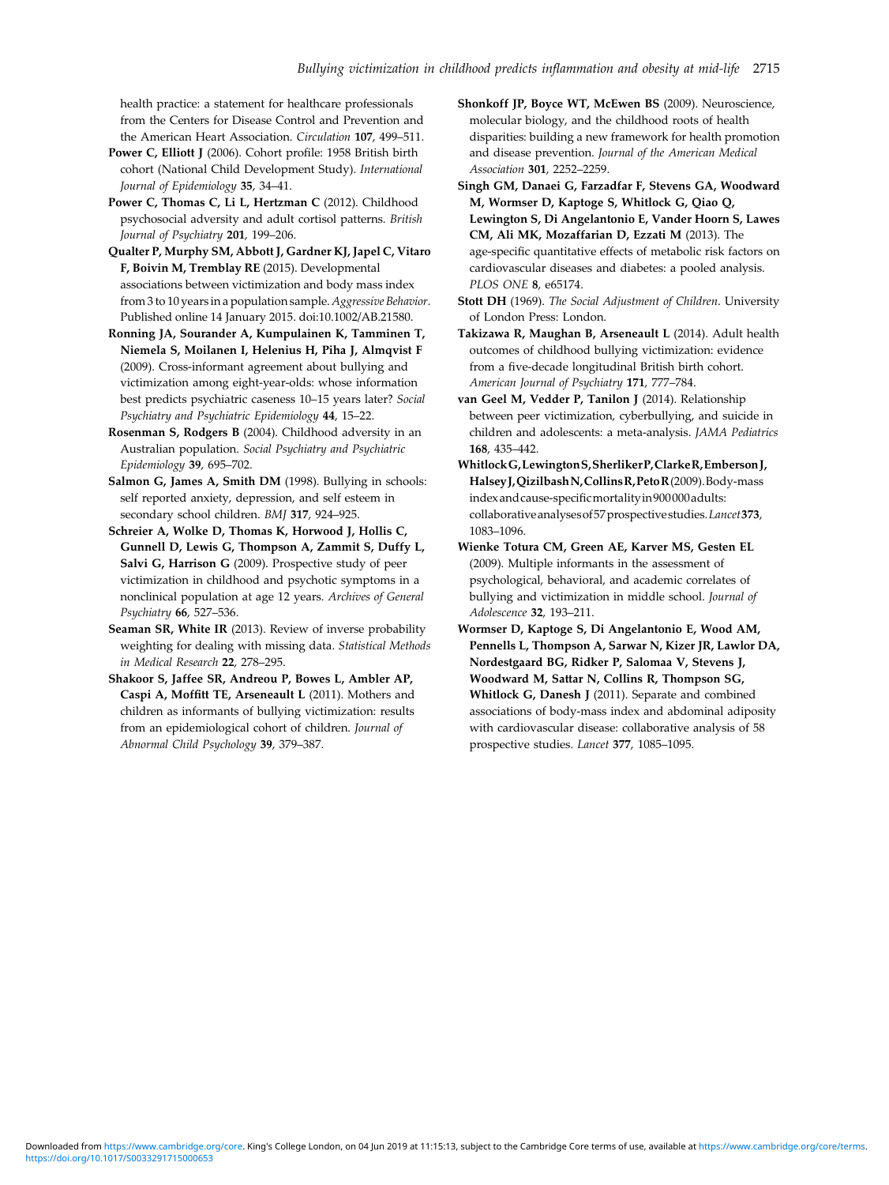health practice: a statement for healthcare professionals from the Centers for Disease Control and Prevention and the American Heart Association. *Circulation* **107**, 499–511.

**Power C, Elliott J** (2006). Cohort profile: 1958 British birth cohort (National Child Development Study). *International Journal of Epidemiology* **35**, 34–41.

**Power C, Thomas C, Li L, Hertzman C** (2012). Childhood psychosocial adversity and adult cortisol patterns. *British Journal of Psychiatry* **201**, 199–206.

**Qualter P, Murphy SM, Abbott J, Gardner KJ, Japel C, Vitaro F, Boivin M, Tremblay RE** (2015). Developmental associations between victimization and body mass index from 3 to 10 years in a population sample. *Aggressive Behavior*. Published online 14 January 2015. doi:10.1002/AB.21580.

**Ronning JA, Sourander A, Kumpulainen K, Tamminen T, Niemela S, Moilanen I, Helenius H, Piha J, Almqvist F** (2009). Cross-informant agreement about bullying and victimization among eight-year-olds: whose information best predicts psychiatric caseness 10–15 years later? *Social Psychiatry and Psychiatric Epidemiology* **44**, 15–22.

**Rosenman S, Rodgers B** (2004). Childhood adversity in an Australian population. *Social Psychiatry and Psychiatric Epidemiology* **39**, 695–702.

**Salmon G, James A, Smith DM** (1998). Bullying in schools: self reported anxiety, depression, and self esteem in secondary school children. *BMJ* **317**, 924–925.

**Schreier A, Wolke D, Thomas K, Horwood J, Hollis C, Gunnell D, Lewis G, Thompson A, Zammit S, Duffy L, Salvi G, Harrison G** (2009). Prospective study of peer victimization in childhood and psychotic symptoms in a nonclinical population at age 12 years. *Archives of General Psychiatry* **66**, 527–536.

**Seaman SR, White IR** (2013). Review of inverse probability weighting for dealing with missing data. *Statistical Methods in Medical Research* **22**, 278–295.

**Shakoor S, Jaffee SR, Andreou P, Bowes L, Ambler AP, Caspi A, Moffitt TE, Arseneault L** (2011). Mothers and children as informants of bullying victimization: results from an epidemiological cohort of children. *Journal of Abnormal Child Psychology* **39**, 379–387.

**Shonkoff JP, Boyce WT, McEwen BS** (2009). Neuroscience, molecular biology, and the childhood roots of health disparities: building a new framework for health promotion and disease prevention. *Journal of the American Medical Association* **301**, 2252–2259.

**Singh GM, Danaei G, Farzadfar F, Stevens GA, Woodward M, Wormser D, Kaptoge S, Whitlock G, Qiao Q, Lewington S, Di Angelantonio E, Vander Hoorn S, Lawes CM, Ali MK, Mozaffarian D, Ezzati M** (2013). The age-specific quantitative effects of metabolic risk factors on cardiovascular diseases and diabetes: a pooled analysis. *PLOS ONE* **8**, e65174.

**Stott DH** (1969). *The Social Adjustment of Children*. University of London Press: London.

**Takizawa R, Maughan B, Arseneault L** (2014). Adult health outcomes of childhood bullying victimization: evidence from a five-decade longitudinal British birth cohort. *American Journal of Psychiatry* **171**, 777–784.

**van Geel M, Vedder P, Tanilon J** (2014). Relationship between peer victimization, cyberbullying, and suicide in children and adolescents: a meta-analysis. *JAMA Pediatrics* **168**, 435–442.

**Whitlock G, Lewington S, Sherliker P, Clarke R, Emberson J, Halsey J, Qizilbash N, Collins R, Peto R** (2009). Body-mass index and cause-specific mortality in 900 000 adults: collaborative analyses of 57 prospective studies. *Lancet* **373**, 1083–1096.

**Wienke Totura CM, Green AE, Karver MS, Gesten EL** (2009). Multiple informants in the assessment of psychological, behavioral, and academic correlates of bullying and victimization in middle school. *Journal of Adolescence* **32**, 193–211.

**Wormser D, Kaptoge S, Di Angelantonio E, Wood AM, Pennells L, Thompson A, Sarwar N, Kizer JR, Lawlor DA, Nordestgaard BG, Ridker P, Salomaa V, Stevens J, Woodward M, Sattar N, Collins R, Thompson SG, Whitlock G, Danesh J** (2011). Separate and combined associations of body-mass index and abdominal adiposity with cardiovascular disease: collaborative analysis of 58 prospective studies. *Lancet* **377**, 1085–1095.